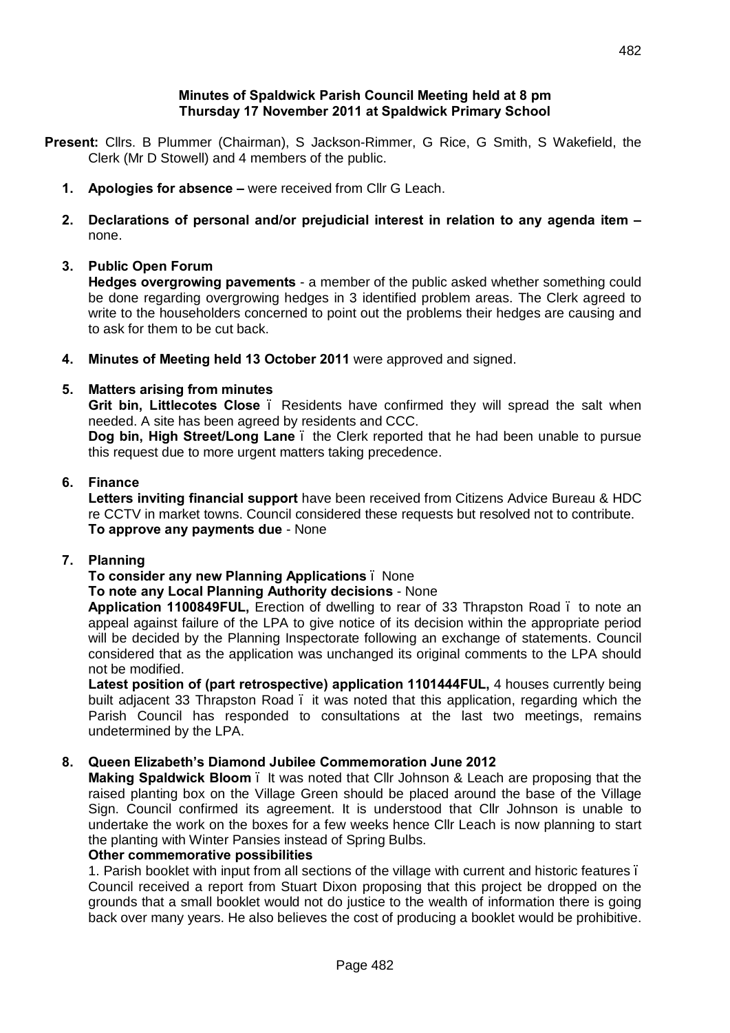**Minutes of Spaldwick Parish Council Meeting held at 8 pm**
**Thursday 17 November 2011 at Spaldwick Primary School**

**Present:** Cllrs. B Plummer (Chairman), S Jackson-Rimmer, G Rice, G Smith, S Wakefield, the Clerk (Mr D Stowell) and 4 members of the public.

1. **Apologies for absence –** were received from Cllr G Leach.

2. **Declarations of personal and/or prejudicial interest in relation to any agenda item –** none.

3. **Public Open Forum**
**Hedges overgrowing pavements** - a member of the public asked whether something could be done regarding overgrowing hedges in 3 identified problem areas. The Clerk agreed to write to the householders concerned to point out the problems their hedges are causing and to ask for them to be cut back.

4. **Minutes of Meeting held 13 October 2011** were approved and signed.

5. **Matters arising from minutes**
**Grit bin, Littlecotes Close** – Residents have confirmed they will spread the salt when needed. A site has been agreed by residents and CCC.
**Dog bin, High Street/Long Lane** – the Clerk reported that he had been unable to pursue this request due to more urgent matters taking precedence.

6. **Finance**
**Letters inviting financial support** have been received from Citizens Advice Bureau & HDC re CCTV in market towns. Council considered these requests but resolved not to contribute.
**To approve any payments due** - None

7. **Planning**
**To consider any new Planning Applications** – None
**To note any Local Planning Authority decisions** - None
**Application 1100849FUL,** Erection of dwelling to rear of 33 Thrapston Road – to note an appeal against failure of the LPA to give notice of its decision within the appropriate period will be decided by the Planning Inspectorate following an exchange of statements. Council considered that as the application was unchanged its original comments to the LPA should not be modified.
**Latest position of (part retrospective) application 1101444FUL,** 4 houses currently being built adjacent 33 Thrapston Road – it was noted that this application, regarding which the Parish Council has responded to consultations at the last two meetings, remains undetermined by the LPA.

8. **Queen Elizabeth's Diamond Jubilee Commemoration June 2012**
**Making Spaldwick Bloom** – It was noted that Cllr Johnson & Leach are proposing that the raised planting box on the Village Green should be placed around the base of the Village Sign. Council confirmed its agreement. It is understood that Cllr Johnson is unable to undertake the work on the boxes for a few weeks hence Cllr Leach is now planning to start the planting with Winter Pansies instead of Spring Bulbs.
**Other commemorative possibilities**
1. Parish booklet with input from all sections of the village with current and historic features – Council received a report from Stuart Dixon proposing that this project be dropped on the grounds that a small booklet would not do justice to the wealth of information there is going back over many years. He also believes the cost of producing a booklet would be prohibitive.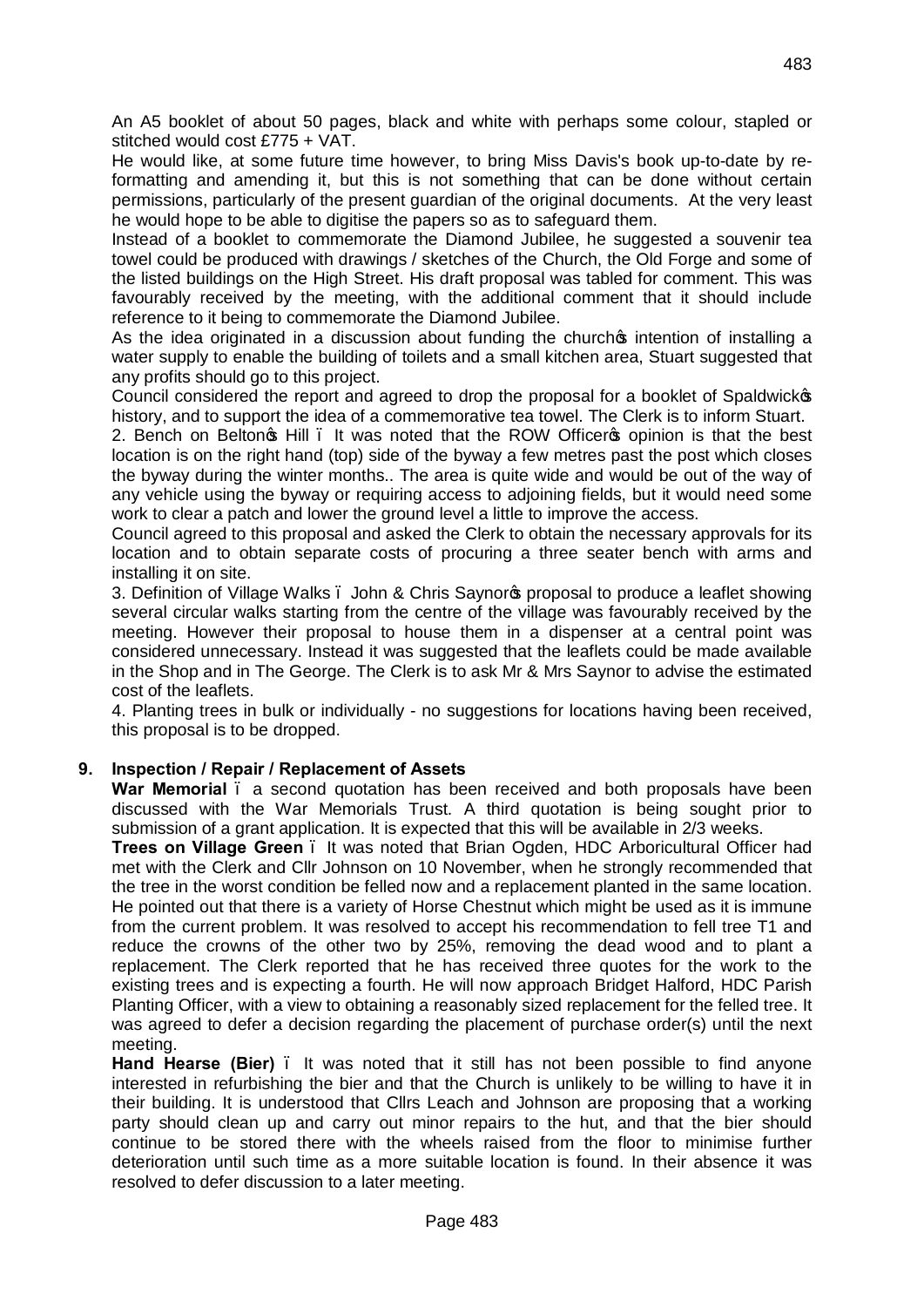An A5 booklet of about 50 pages, black and white with perhaps some colour, stapled or stitched would cost £775 + VAT.

He would like, at some future time however, to bring Miss Davis's book up-to-date by re-formatting and amending it, but this is not something that can be done without certain permissions, particularly of the present guardian of the original documents. At the very least he would hope to be able to digitise the papers so as to safeguard them.

Instead of a booklet to commemorate the Diamond Jubilee, he suggested a souvenir tea towel could be produced with drawings / sketches of the Church, the Old Forge and some of the listed buildings on the High Street. His draft proposal was tabled for comment. This was favourably received by the meeting, with the additional comment that it should include reference to it being to commemorate the Diamond Jubilee.

As the idea originated in a discussion about funding the church's intention of installing a water supply to enable the building of toilets and a small kitchen area, Stuart suggested that any profits should go to this project.

Council considered the report and agreed to drop the proposal for a booklet of Spaldwick's history, and to support the idea of a commemorative tea towel. The Clerk is to inform Stuart.

2. Bench on Belton's Hill – It was noted that the ROW Officer's opinion is that the best location is on the right hand (top) side of the byway a few metres past the post which closes the byway during the winter months.. The area is quite wide and would be out of the way of any vehicle using the byway or requiring access to adjoining fields, but it would need some work to clear a patch and lower the ground level a little to improve the access.

Council agreed to this proposal and asked the Clerk to obtain the necessary approvals for its location and to obtain separate costs of procuring a three seater bench with arms and installing it on site.

3. Definition of Village Walks – John & Chris Saynor's proposal to produce a leaflet showing several circular walks starting from the centre of the village was favourably received by the meeting. However their proposal to house them in a dispenser at a central point was considered unnecessary. Instead it was suggested that the leaflets could be made available in the Shop and in The George. The Clerk is to ask Mr & Mrs Saynor to advise the estimated cost of the leaflets.

4. Planting trees in bulk or individually - no suggestions for locations having been received, this proposal is to be dropped.

## 9. Inspection / Repair / Replacement of Assets

**War Memorial** – a second quotation has been received and both proposals have been discussed with the War Memorials Trust. A third quotation is being sought prior to submission of a grant application. It is expected that this will be available in 2/3 weeks.

**Trees on Village Green** – It was noted that Brian Ogden, HDC Arboricultural Officer had met with the Clerk and Cllr Johnson on 10 November, when he strongly recommended that the tree in the worst condition be felled now and a replacement planted in the same location. He pointed out that there is a variety of Horse Chestnut which might be used as it is immune from the current problem. It was resolved to accept his recommendation to fell tree T1 and reduce the crowns of the other two by 25%, removing the dead wood and to plant a replacement. The Clerk reported that he has received three quotes for the work to the existing trees and is expecting a fourth. He will now approach Bridget Halford, HDC Parish Planting Officer, with a view to obtaining a reasonably sized replacement for the felled tree. It was agreed to defer a decision regarding the placement of purchase order(s) until the next meeting.

**Hand Hearse (Bier)** – It was noted that it still has not been possible to find anyone interested in refurbishing the bier and that the Church is unlikely to be willing to have it in their building. It is understood that Cllrs Leach and Johnson are proposing that a working party should clean up and carry out minor repairs to the hut, and that the bier should continue to be stored there with the wheels raised from the floor to minimise further deterioration until such time as a more suitable location is found. In their absence it was resolved to defer discussion to a later meeting.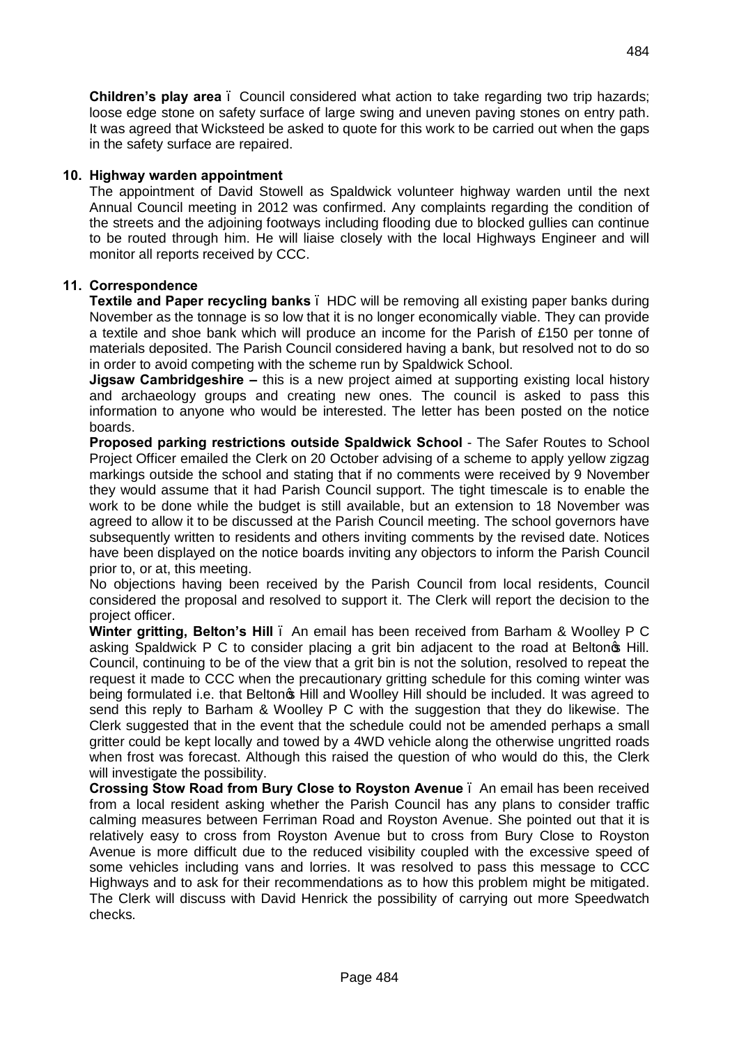**Children's play area** – Council considered what action to take regarding two trip hazards; loose edge stone on safety surface of large swing and uneven paving stones on entry path. It was agreed that Wicksteed be asked to quote for this work to be carried out when the gaps in the safety surface are repaired.

**10. Highway warden appointment**

The appointment of David Stowell as Spaldwick volunteer highway warden until the next Annual Council meeting in 2012 was confirmed. Any complaints regarding the condition of the streets and the adjoining footways including flooding due to blocked gullies can continue to be routed through him. He will liaise closely with the local Highways Engineer and will monitor all reports received by CCC.

**11. Correspondence**

**Textile and Paper recycling banks** – HDC will be removing all existing paper banks during November as the tonnage is so low that it is no longer economically viable. They can provide a textile and shoe bank which will produce an income for the Parish of £150 per tonne of materials deposited. The Parish Council considered having a bank, but resolved not to do so in order to avoid competing with the scheme run by Spaldwick School.

**Jigsaw Cambridgeshire –** this is a new project aimed at supporting existing local history and archaeology groups and creating new ones. The council is asked to pass this information to anyone who would be interested. The letter has been posted on the notice boards.

**Proposed parking restrictions outside Spaldwick School** - The Safer Routes to School Project Officer emailed the Clerk on 20 October advising of a scheme to apply yellow zigzag markings outside the school and stating that if no comments were received by 9 November they would assume that it had Parish Council support. The tight timescale is to enable the work to be done while the budget is still available, but an extension to 18 November was agreed to allow it to be discussed at the Parish Council meeting. The school governors have subsequently written to residents and others inviting comments by the revised date. Notices have been displayed on the notice boards inviting any objectors to inform the Parish Council prior to, or at, this meeting.

No objections having been received by the Parish Council from local residents, Council considered the proposal and resolved to support it. The Clerk will report the decision to the project officer.

**Winter gritting, Belton's Hill** – An email has been received from Barham & Woolley P C asking Spaldwick P C to consider placing a grit bin adjacent to the road at Belton's Hill. Council, continuing to be of the view that a grit bin is not the solution, resolved to repeat the request it made to CCC when the precautionary gritting schedule for this coming winter was being formulated i.e. that Belton's Hill and Woolley Hill should be included. It was agreed to send this reply to Barham & Woolley P C with the suggestion that they do likewise. The Clerk suggested that in the event that the schedule could not be amended perhaps a small gritter could be kept locally and towed by a 4WD vehicle along the otherwise ungritted roads when frost was forecast. Although this raised the question of who would do this, the Clerk will investigate the possibility.

**Crossing Stow Road from Bury Close to Royston Avenue** – An email has been received from a local resident asking whether the Parish Council has any plans to consider traffic calming measures between Ferriman Road and Royston Avenue. She pointed out that it is relatively easy to cross from Royston Avenue but to cross from Bury Close to Royston Avenue is more difficult due to the reduced visibility coupled with the excessive speed of some vehicles including vans and lorries. It was resolved to pass this message to CCC Highways and to ask for their recommendations as to how this problem might be mitigated. The Clerk will discuss with David Henrick the possibility of carrying out more Speedwatch checks.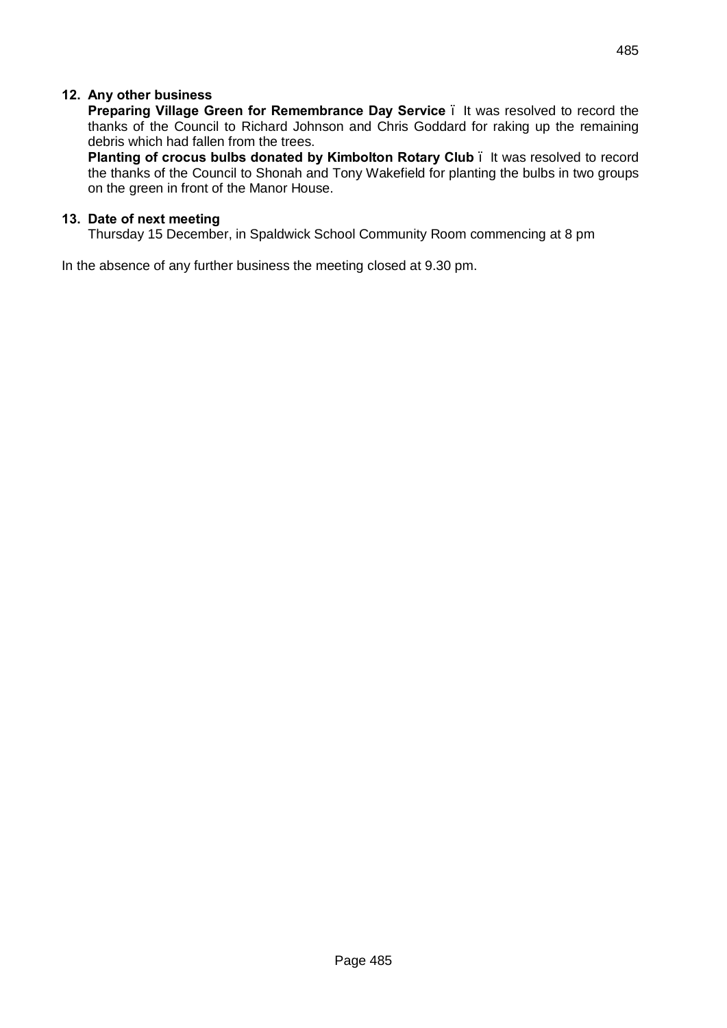**12. Any other business**

**Preparing Village Green for Remembrance Day Service** – It was resolved to record the thanks of the Council to Richard Johnson and Chris Goddard for raking up the remaining debris which had fallen from the trees.

**Planting of crocus bulbs donated by Kimbolton Rotary Club** – It was resolved to record the thanks of the Council to Shonah and Tony Wakefield for planting the bulbs in two groups on the green in front of the Manor House.

**13. Date of next meeting**

Thursday 15 December, in Spaldwick School Community Room commencing at 8 pm

In the absence of any further business the meeting closed at 9.30 pm.